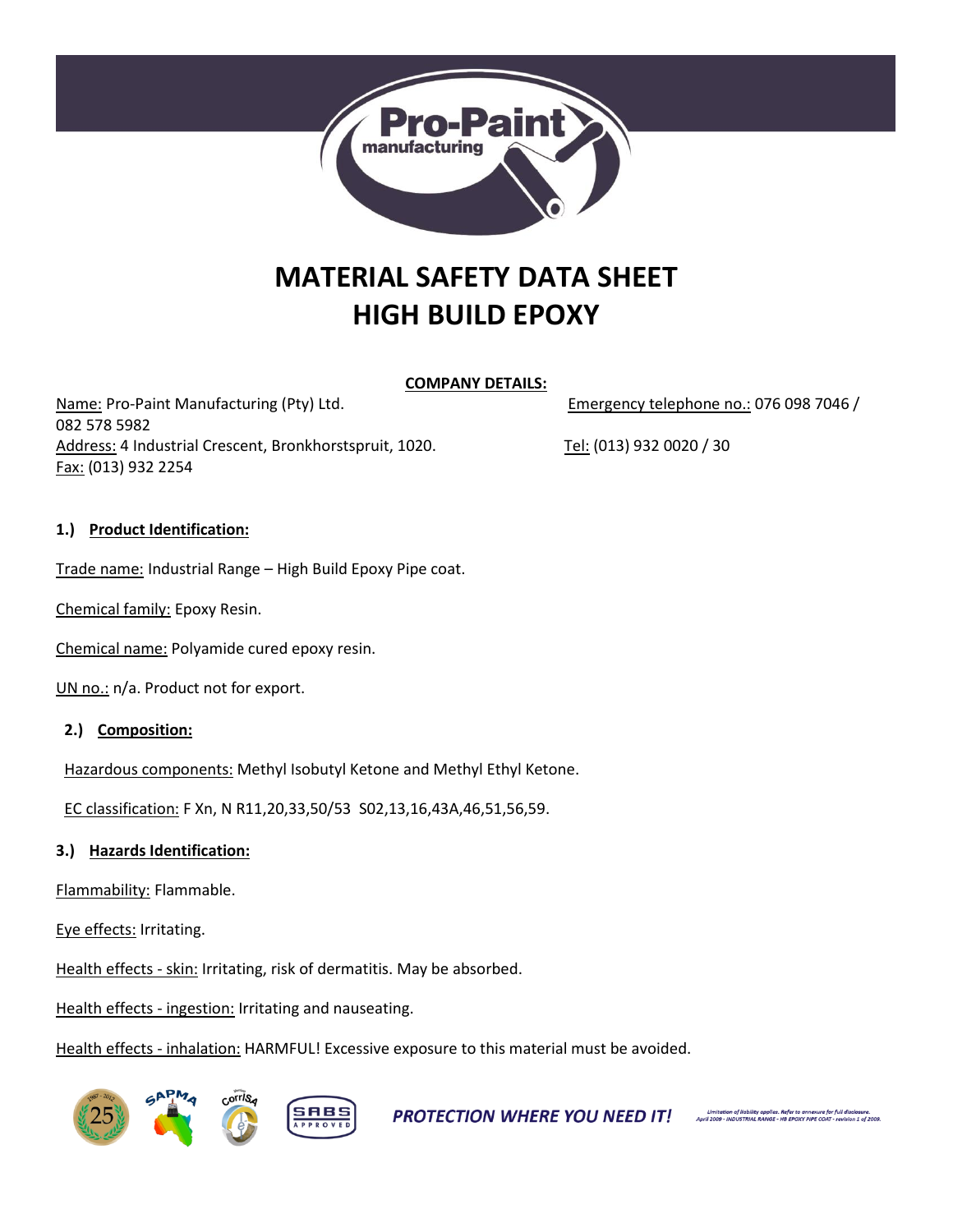# MATERIAL SAFETY DATA SHEET
# HIGH BUILD EPOXY

**COMPANY DETAILS:**

Name: Pro-Paint Manufacturing (Pty) Ltd. Emergency telephone no.: 076 098 7046 / 082 578 5982
Address: 4 Industrial Crescent, Bronkhorstspruit, 1020. Tel: (013) 932 0020 / 30
Fax: (013) 932 2254

## 1.) Product Identification:

Trade name: Industrial Range – High Build Epoxy Pipe coat.

Chemical family: Epoxy Resin.

Chemical name: Polyamide cured epoxy resin.

UN no.: n/a. Product not for export.

## 2.) Composition:

Hazardous components: Methyl Isobutyl Ketone and Methyl Ethyl Ketone.

EC classification: F Xn, N R11,20,33,50/53 S02,13,16,43A,46,51,56,59.

## 3.) Hazards Identification:

Flammability: Flammable.

Eye effects: Irritating.

Health effects - skin: Irritating, risk of dermatitis. May be absorbed.

Health effects - ingestion: Irritating and nauseating.

Health effects - inhalation: HARMFUL! Excessive exposure to this material must be avoided.

PROTECTION WHERE YOU NEED IT!

Limitation of liability applies. Refer to annexure for full disclosure.
April 2009 - INDUSTRIAL RANGE - HB EPOXY PIPE COAT - revision 1 of 2009.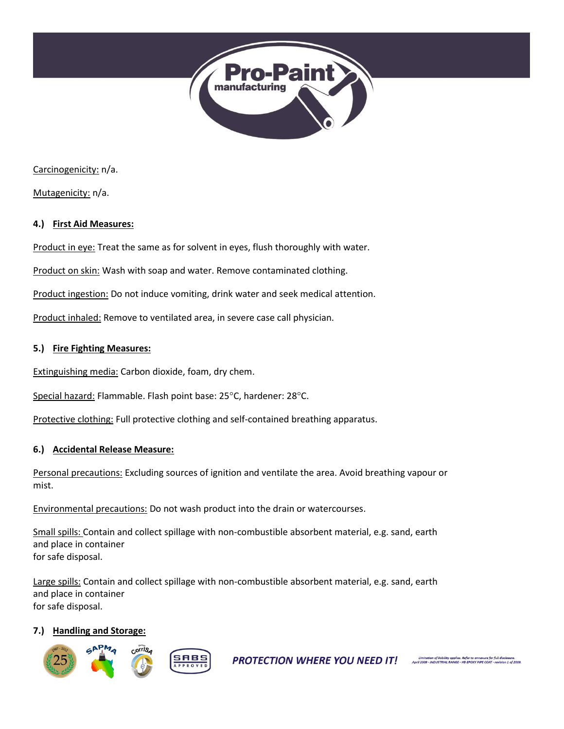Carcinogenicity: n/a.

Mutagenicity: n/a.

## 4.) First Aid Measures:

Product in eye: Treat the same as for solvent in eyes, flush thoroughly with water.

Product on skin: Wash with soap and water. Remove contaminated clothing.

Product ingestion: Do not induce vomiting, drink water and seek medical attention.

Product inhaled: Remove to ventilated area, in severe case call physician.

## 5.) Fire Fighting Measures:

Extinguishing media: Carbon dioxide, foam, dry chem.

Special hazard: Flammable. Flash point base: 25°C, hardener: 28°C.

Protective clothing: Full protective clothing and self-contained breathing apparatus.

## 6.) Accidental Release Measure:

Personal precautions: Excluding sources of ignition and ventilate the area. Avoid breathing vapour or mist.

Environmental precautions: Do not wash product into the drain or watercourses.

Small spills: Contain and collect spillage with non-combustible absorbent material, e.g. sand, earth and place in container for safe disposal.

Large spills: Contain and collect spillage with non-combustible absorbent material, e.g. sand, earth and place in container for safe disposal.

## 7.) Handling and Storage: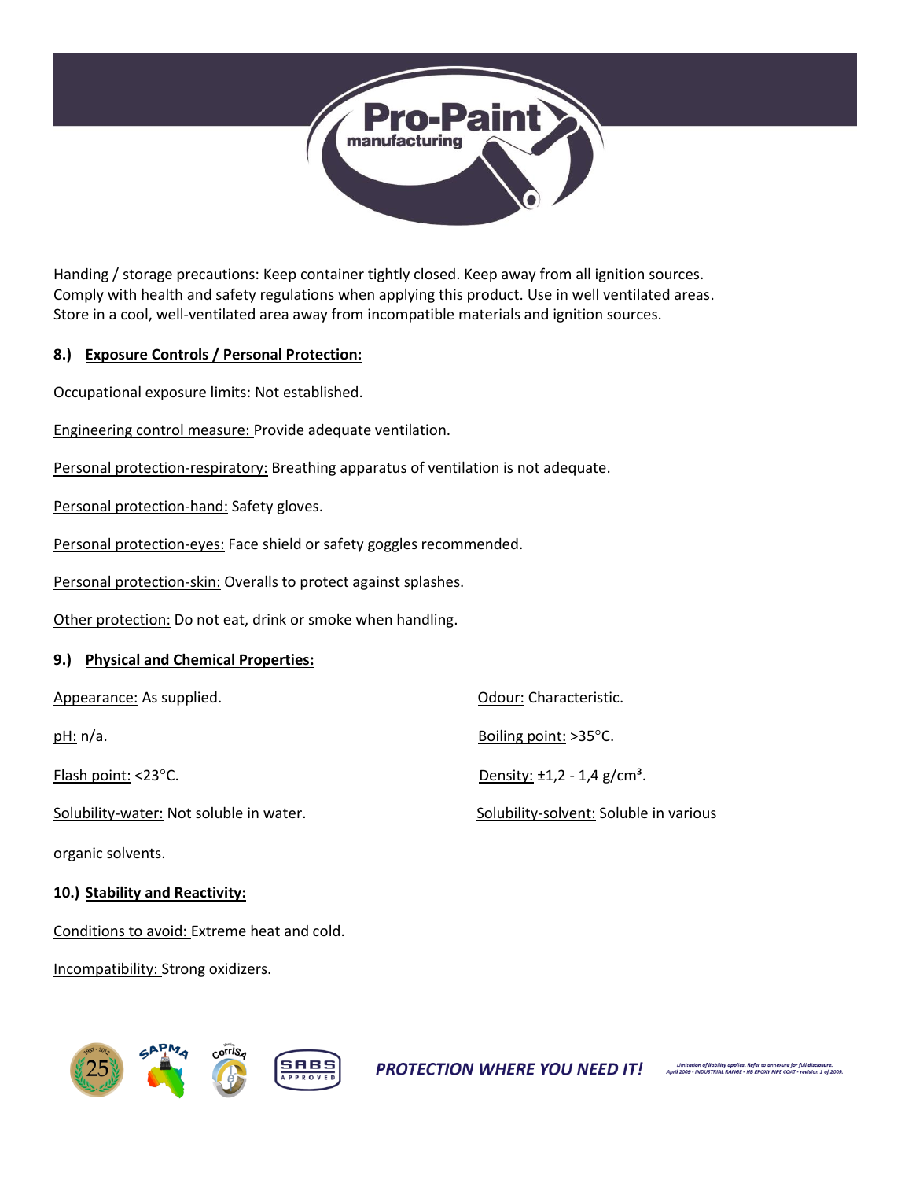Handing / storage precautions: Keep container tightly closed. Keep away from all ignition sources. Comply with health and safety regulations when applying this product. Use in well ventilated areas. Store in a cool, well-ventilated area away from incompatible materials and ignition sources.

## 8.) Exposure Controls / Personal Protection:

Occupational exposure limits: Not established.

Engineering control measure: Provide adequate ventilation.

Personal protection-respiratory: Breathing apparatus of ventilation is not adequate.

Personal protection-hand: Safety gloves.

Personal protection-eyes: Face shield or safety goggles recommended.

Personal protection-skin: Overalls to protect against splashes.

Other protection: Do not eat, drink or smoke when handling.

## 9.) Physical and Chemical Properties:

Appearance: As supplied.

Odour: Characteristic.

pH: n/a.

Boiling point: >35°C.

Flash point: <23°C.

Density: ±1,2 - 1,4 g/cm³.

Solubility-water: Not soluble in water.

Solubility-solvent: Soluble in various organic solvents.

## 10.) Stability and Reactivity:

Conditions to avoid: Extreme heat and cold.

Incompatibility: Strong oxidizers.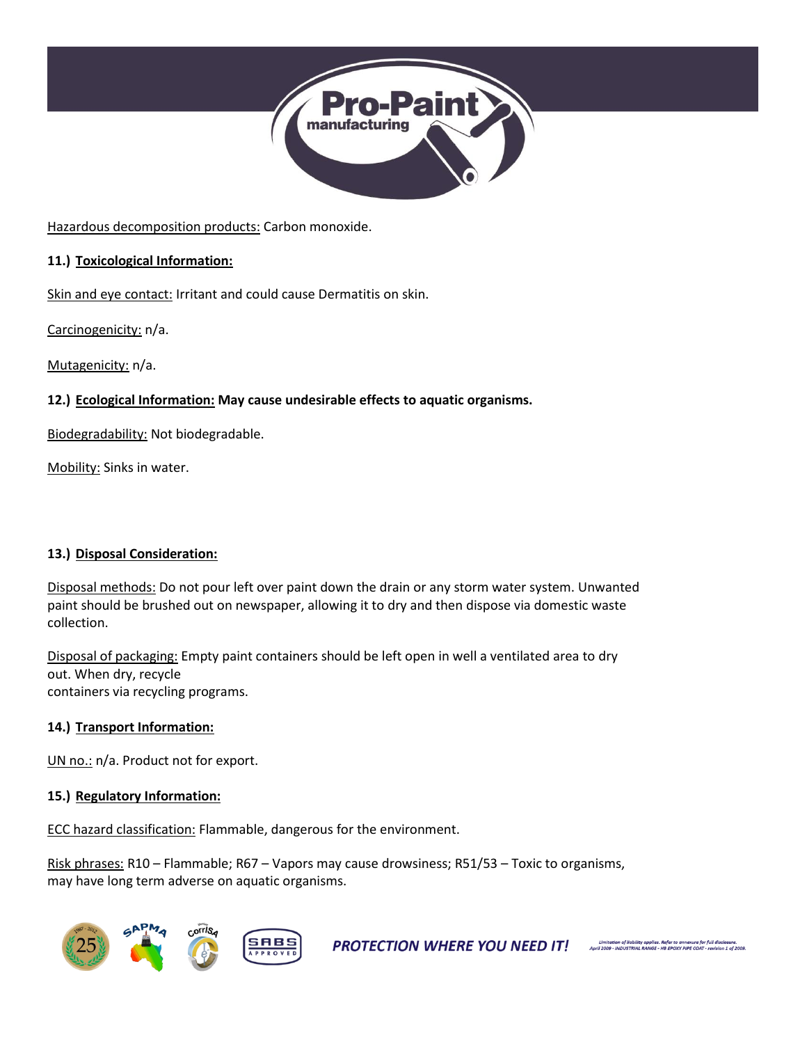Hazardous decomposition products: Carbon monoxide.

## 11.) Toxicological Information:

Skin and eye contact: Irritant and could cause Dermatitis on skin.

Carcinogenicity: n/a.

Mutagenicity: n/a.

## 12.) Ecological Information: May cause undesirable effects to aquatic organisms.

Biodegradability: Not biodegradable.

Mobility: Sinks in water.

## 13.) Disposal Consideration:

Disposal methods: Do not pour left over paint down the drain or any storm water system. Unwanted paint should be brushed out on newspaper, allowing it to dry and then dispose via domestic waste collection.

Disposal of packaging: Empty paint containers should be left open in well a ventilated area to dry out. When dry, recycle containers via recycling programs.

## 14.) Transport Information:

UN no.: n/a. Product not for export.

## 15.) Regulatory Information:

ECC hazard classification: Flammable, dangerous for the environment.

Risk phrases: R10 – Flammable; R67 – Vapors may cause drowsiness; R51/53 – Toxic to organisms, may have long term adverse on aquatic organisms.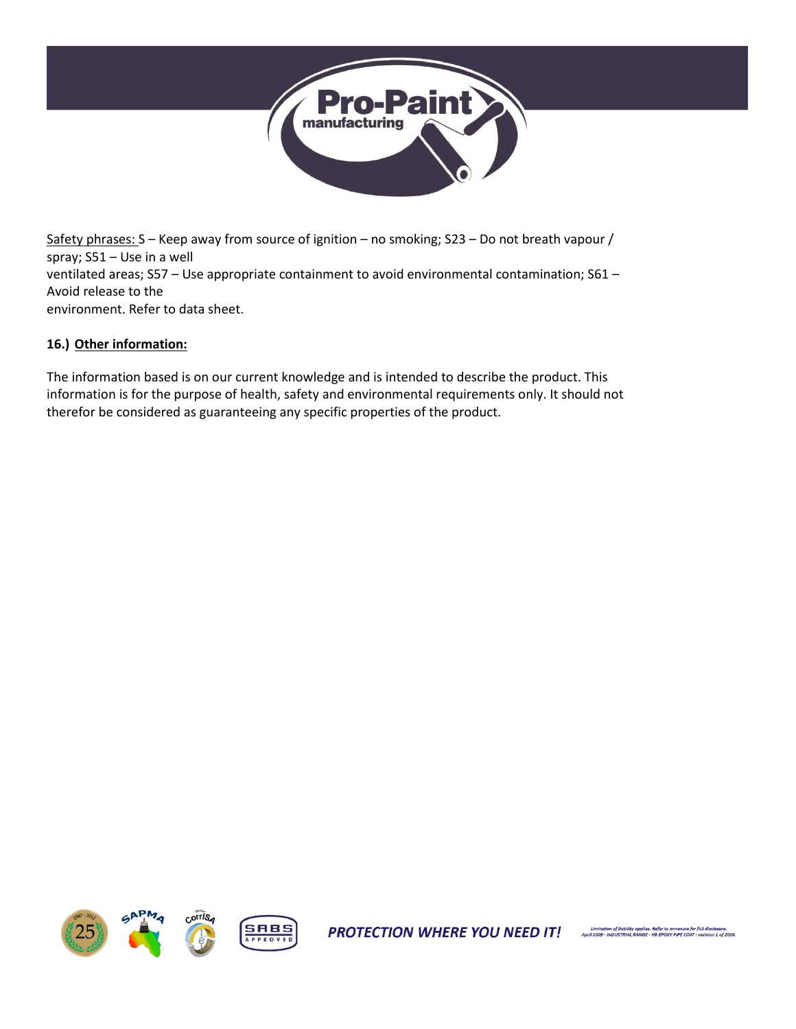Safety phrases: S – Keep away from source of ignition – no smoking; S23 – Do not breath vapour / spray; S51 – Use in a well ventilated areas; S57 – Use appropriate containment to avoid environmental contamination; S61 – Avoid release to the environment. Refer to data sheet.

### 16.) Other information:

The information based is on our current knowledge and is intended to describe the product. This information is for the purpose of health, safety and environmental requirements only. It should not therefor be considered as guaranteeing any specific properties of the product.